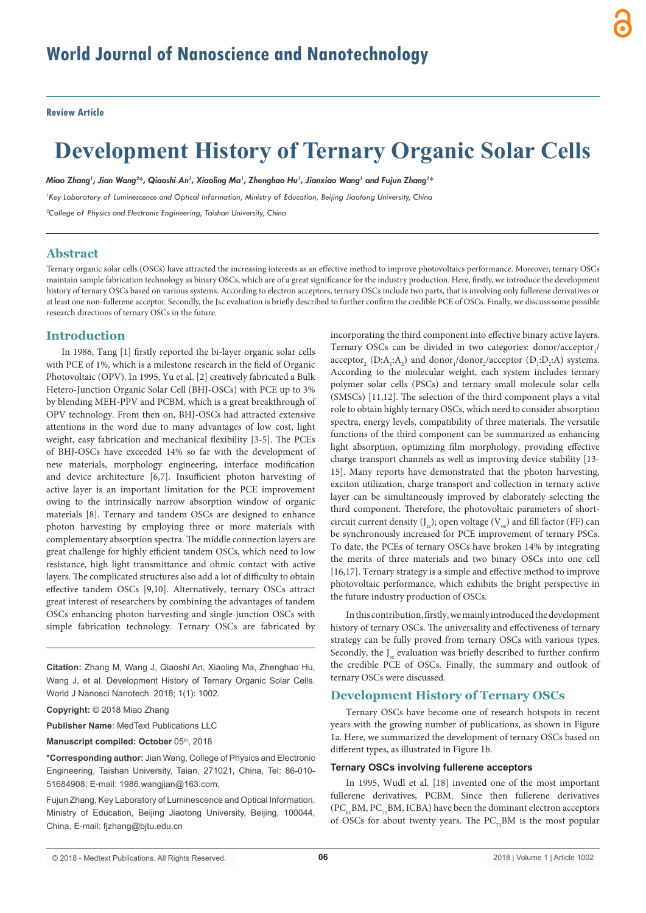# World Journal of Nanoscience and Nanotechnology

**Review Article**

# Development History of Ternary Organic Solar Cells

*Miao Zhang[1], Jian Wang[2]*, Qiaoshi An[1], Xiaoling Ma[1], Zhenghao Hu[1], Jianxiao Wang[1] and Fujun Zhang[1]**

[1]Key Laboratory of Luminescence and Optical Information, Ministry of Education, Beijing Jiaotong University, China

[2]College of Physics and Electronic Engineering, Taishan University, China

## Abstract

Ternary organic solar cells (OSCs) have attracted the increasing interests as an effective method to improve photovoltaics performance. Moreover, ternary OSCs maintain sample fabrication technology as binary OSCs, which are of a great significance for the industry production. Here, firstly, we introduce the development history of ternary OSCs based on various systems. According to electron acceptors, ternary OSCs include two parts, that is involving only fullerene derivatives or at least one non-fullerene acceptor. Secondly, the Jsc evaluation is briefly described to further confirm the credible PCE of OSCs. Finally, we discuss some possible research directions of ternary OSCs in the future.

## Introduction

In 1986, Tang [1] firstly reported the bi-layer organic solar cells with PCE of 1%, which is a milestone research in the field of Organic Photovoltaic (OPV). In 1995, Yu et al. [2] creatively fabricated a Bulk Hetero-Junction Organic Solar Cell (BHJ-OSCs) with PCE up to 3% by blending MEH-PPV and PCBM, which is a great breakthrough of OPV technology. From then on, BHJ-OSCs had attracted extensive attentions in the word due to many advantages of low cost, light weight, easy fabrication and mechanical flexibility [3-5]. The PCEs of BHJ-OSCs have exceeded 14% so far with the development of new materials, morphology engineering, interface modification and device architecture [6,7]. Insufficient photon harvesting of active layer is an important limitation for the PCE improvement owing to the intrinsically narrow absorption window of organic materials [8]. Ternary and tandem OSCs are designed to enhance photon harvesting by employing three or more materials with complementary absorption spectra. The middle connection layers are great challenge for highly efficient tandem OSCs, which need to low resistance, high light transmittance and ohmic contact with active layers. The complicated structures also add a lot of difficulty to obtain effective tandem OSCs [9,10]. Alternatively, ternary OSCs attract great interest of researchers by combining the advantages of tandem OSCs enhancing photon harvesting and single-junction OSCs with simple fabrication technology. Ternary OSCs are fabricated by incorporating the third component into effective binary active layers. Ternary OSCs can be divided in two categories: donor/acceptor$_1$/acceptor$_2$ (D:A$_1$:A$_2$) and donor$_1$/donor$_2$/acceptor (D$_1$:D$_2$:A) systems. According to the molecular weight, each system includes ternary polymer solar cells (PSCs) and ternary small molecule solar cells (SMSCs) [11,12]. The selection of the third component plays a vital role to obtain highly ternary OSCs, which need to consider absorption spectra, energy levels, compatibility of three materials. The versatile functions of the third component can be summarized as enhancing light absorption, optimizing film morphology, providing effective charge transport channels as well as improving device stability [13-15]. Many reports have demonstrated that the photon harvesting, exciton utilization, charge transport and collection in ternary active layer can be simultaneously improved by elaborately selecting the third component. Therefore, the photovoltaic parameters of short-circuit current density ($J_{sc}$); open voltage ($V_{oc}$) and fill factor (FF) can be synchronously increased for PCE improvement of ternary PSCs. To date, the PCEs of ternary OSCs have broken 14% by integrating the merits of three materials and two binary OSCs into one cell [16,17]. Ternary strategy is a simple and effective method to improve photovoltaic performance, which exhibits the bright perspective in the future industry production of OSCs.

In this contribution, firstly, we mainly introduced the development history of ternary OSCs. The universality and effectiveness of ternary strategy can be fully proved from ternary OSCs with various types. Secondly, the $J_{sc}$ evaluation was briefly described to further confirm the credible PCE of OSCs. Finally, the summary and outlook of ternary OSCs were discussed.

**Citation:** Zhang M, Wang J, Qiaoshi An, Xiaoling Ma, Zhenghao Hu, Wang J, et al. Development History of Ternary Organic Solar Cells. World J Nanosci Nanotech. 2018; 1(1): 1002.

**Copyright:** © 2018 Miao Zhang

**Publisher Name**: MedText Publications LLC

**Manuscript compiled: October** 05th, 2018

***Corresponding author:** Jian Wang, College of Physics and Electronic Engineering, Taishan University, Taian, 271021, China, Tel: 86-010-51684908; E-mail: 1986.wangjian@163.com;

Fujun Zhang, Key Laboratory of Luminescence and Optical Information, Ministry of Education, Beijing Jiaotong University, Beijing, 100044, China, E-mail: fjzhang@bjtu.edu.cn

## Development History of Ternary OSCs

Ternary OSCs have become one of research hotspots in recent years with the growing number of publications, as shown in Figure 1a. Here, we summarized the development of ternary OSCs based on different types, as illustrated in Figure 1b.

### Ternary OSCs involving fullerene acceptors

In 1995, Wudl et al. [18] invented one of the most important fullerene derivatives, PCBM. Since then fullerene derivatives ($PC_{61}BM$, $PC_{71}BM$, ICBA) have been the dominant electron acceptors of OSCs for about twenty years. The $PC_{71}BM$ is the most popular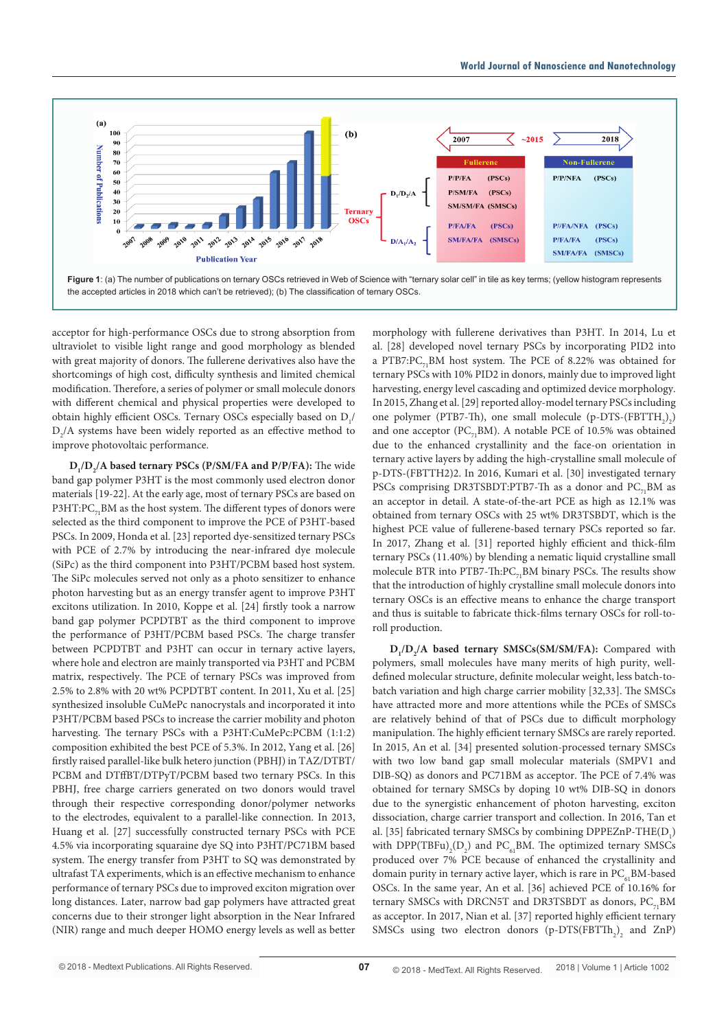**Figure 1**: (a) The number of publications on ternary OSCs retrieved in Web of Science with "ternary solar cell" in tile as key terms; (yellow histogram represents the accepted articles in 2018 which can't be retrieved); (b) The classification of ternary OSCs.

acceptor for high-performance OSCs due to strong absorption from ultraviolet to visible light range and good morphology as blended with great majority of donors. The fullerene derivatives also have the shortcomings of high cost, difficulty synthesis and limited chemical modification. Therefore, a series of polymer or small molecule donors with different chemical and physical properties were developed to obtain highly efficient OSCs. Ternary OSCs especially based on $D_1$/$D_2$/A systems have been widely reported as an effective method to improve photovoltaic performance.

**$D_1$/$D_2$/A based ternary PSCs (P/SM/FA and P/P/FA):** The wide band gap polymer P3HT is the most commonly used electron donor materials [19-22]. At the early age, most of ternary PSCs are based on P3HT:$PC_{71}BM$ as the host system. The different types of donors were selected as the third component to improve the PCE of P3HT-based PSCs. In 2009, Honda et al. [23] reported dye-sensitized ternary PSCs with PCE of 2.7% by introducing the near-infrared dye molecule (SiPc) as the third component into P3HT/PCBM based host system. The SiPc molecules served not only as a photo sensitizer to enhance photon harvesting but as an energy transfer agent to improve P3HT excitons utilization. In 2010, Koppe et al. [24] firstly took a narrow band gap polymer PCPDTBT as the third component to improve the performance of P3HT/PCBM based PSCs. The charge transfer between PCPDTBT and P3HT can occur in ternary active layers, where hole and electron are mainly transported via P3HT and PCBM matrix, respectively. The PCE of ternary PSCs was improved from 2.5% to 2.8% with 20 wt% PCPDTBT content. In 2011, Xu et al. [25] synthesized insoluble CuMePc nanocrystals and incorporated it into P3HT/PCBM based PSCs to increase the carrier mobility and photon harvesting. The ternary PSCs with a P3HT:CuMePc:PCBM (1:1:2) composition exhibited the best PCE of 5.3%. In 2012, Yang et al. [26] firstly raised parallel-like bulk hetero junction (PBHJ) in TAZ/DTBT/PCBM and DTffBT/DTPyT/PCBM based two ternary PSCs. In this PBHJ, free charge carriers generated on two donors would travel through their respective corresponding donor/polymer networks to the electrodes, equivalent to a parallel-like connection. In 2013, Huang et al. [27] successfully constructed ternary PSCs with PCE 4.5% via incorporating squaraine dye SQ into P3HT/PC71BM based system. The energy transfer from P3HT to SQ was demonstrated by ultrafast TA experiments, which is an effective mechanism to enhance performance of ternary PSCs due to improved exciton migration over long distances. Later, narrow bad gap polymers have attracted great concerns due to their stronger light absorption in the Near Infrared (NIR) range and much deeper HOMO energy levels as well as better morphology with fullerene derivatives than P3HT. In 2014, Lu et al. [28] developed novel ternary PSCs by incorporating PID2 into a PTB7:$PC_{71}BM$ host system. The PCE of 8.22% was obtained for ternary PSCs with 10% PID2 in donors, mainly due to improved light harvesting, energy level cascading and optimized device morphology. In 2015, Zhang et al. [29] reported alloy-model ternary PSCs including one polymer (PTB7-Th), one small molecule (p-DTS-$(FBTTH_2)_2$) and one acceptor ($PC_{71}BM$). A notable PCE of 10.5% was obtained due to the enhanced crystallinity and the face-on orientation in ternary active layers by adding the high-crystalline small molecule of p-DTS-(FBTTH2)2. In 2016, Kumari et al. [30] investigated ternary PSCs comprising DR3TSBDT:PTB7-Th as a donor and $PC_{71}BM$ as an acceptor in detail. A state-of-the-art PCE as high as 12.1% was obtained from ternary OSCs with 25 wt% DR3TSBDT, which is the highest PCE value of fullerene-based ternary PSCs reported so far. In 2017, Zhang et al. [31] reported highly efficient and thick-film ternary PSCs (11.40%) by blending a nematic liquid crystalline small molecule BTR into PTB7-Th:$PC_{71}BM$ binary PSCs. The results show that the introduction of highly crystalline small molecule donors into ternary OSCs is an effective means to enhance the charge transport and thus is suitable to fabricate thick-films ternary OSCs for roll-to-roll production.

**$D_1$/$D_2$/A based ternary SMSCs(SM/SM/FA):** Compared with polymers, small molecules have many merits of high purity, well-defined molecular structure, definite molecular weight, less batch-to-batch variation and high charge carrier mobility [32,33]. The SMSCs have attracted more and more attentions while the PCEs of SMSCs are relatively behind of that of PSCs due to difficult morphology manipulation. The highly efficient ternary SMSCs are rarely reported. In 2015, An et al. [34] presented solution-processed ternary SMSCs with two low band gap small molecular materials (SMPV1 and DIB-SQ) as donors and PC71BM as acceptor. The PCE of 7.4% was obtained for ternary SMSCs by doping 10 wt% DIB-SQ in donors due to the synergistic enhancement of photon harvesting, exciton dissociation, charge carrier transport and collection. In 2016, Tan et al. [35] fabricated ternary SMSCs by combining DPPEZnP-THE($D_1$) with DPP$(TBFu)_2$($D_2$) and $PC_{61}BM$. The optimized ternary SMSCs produced over 7% PCE because of enhanced the crystallinity and domain purity in ternary active layer, which is rare in $PC_{61}BM$-based OSCs. In the same year, An et al. [36] achieved PCE of 10.16% for ternary SMSCs with DRCN5T and DR3TSBDT as donors, $PC_{71}BM$ as acceptor. In 2017, Nian et al. [37] reported highly efficient ternary SMSCs using two electron donors (p-DTS$(FBTTh_2)_2$ and ZnP)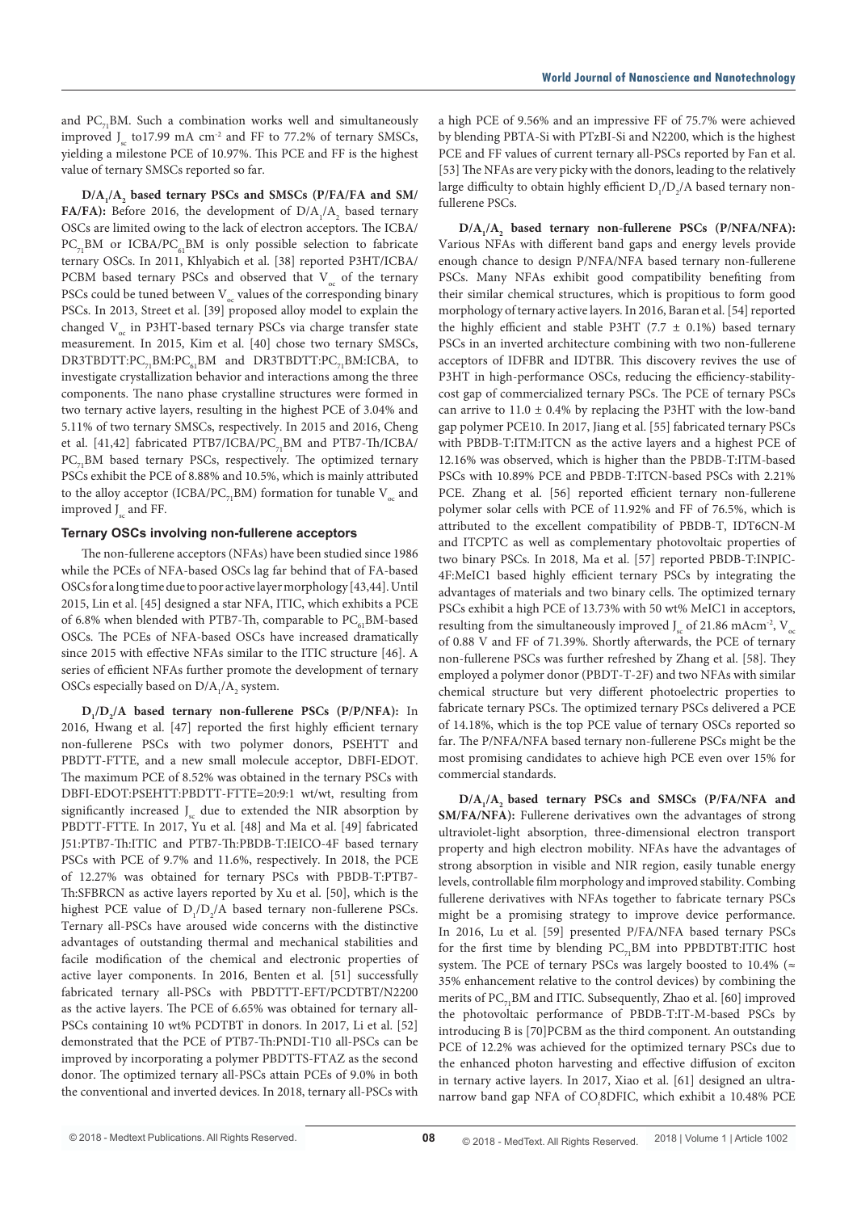and $PC_{71}BM$. Such a combination works well and simultaneously improved $J_{sc}$ to17.99 mA $cm^{-2}$ and FF to 77.2% of ternary SMSCs, yielding a milestone PCE of 10.97%. This PCE and FF is the highest value of ternary SMSCs reported so far.

**$D/A_1/A_2$ based ternary PSCs and SMSCs (P/FA/FA and SM/FA/FA):** Before 2016, the development of $D/A_1/A_2$ based ternary OSCs are limited owing to the lack of electron acceptors. The ICBA/$PC_{71}BM$ or ICBA/$PC_{61}BM$ is only possible selection to fabricate ternary OSCs. In 2011, Khlyabich et al. [38] reported P3HT/ICBA/PCBM based ternary PSCs and observed that $V_{oc}$ of the ternary PSCs could be tuned between $V_{oc}$ values of the corresponding binary PSCs. In 2013, Street et al. [39] proposed alloy model to explain the changed $V_{oc}$ in P3HT-based ternary PSCs via charge transfer state measurement. In 2015, Kim et al. [40] chose two ternary SMSCs, DR3TBDTT:$PC_{71}BM$:$PC_{61}BM$ and DR3TBDTT:$PC_{71}BM$:ICBA, to investigate crystallization behavior and interactions among the three components. The nano phase crystalline structures were formed in two ternary active layers, resulting in the highest PCE of 3.04% and 5.11% of two ternary SMSCs, respectively. In 2015 and 2016, Cheng et al. [41,42] fabricated PTB7/ICBA/$PC_{71}BM$ and PTB7-Th/ICBA/$PC_{71}BM$ based ternary PSCs, respectively. The optimized ternary PSCs exhibit the PCE of 8.88% and 10.5%, which is mainly attributed to the alloy acceptor (ICBA/$PC_{71}BM$) formation for tunable $V_{oc}$ and improved $J_{sc}$ and FF.

#### Ternary OSCs involving non-fullerene acceptors

The non-fullerene acceptors (NFAs) have been studied since 1986 while the PCEs of NFA-based OSCs lag far behind that of FA-based OSCs for a long time due to poor active layer morphology [43,44]. Until 2015, Lin et al. [45] designed a star NFA, ITIC, which exhibits a PCE of 6.8% when blended with PTB7-Th, comparable to $PC_{61}BM$-based OSCs. The PCEs of NFA-based OSCs have increased dramatically since 2015 with effective NFAs similar to the ITIC structure [46]. A series of efficient NFAs further promote the development of ternary OSCs especially based on $D/A_1/A_2$ system.

**$D_1/D_2/A$ based ternary non-fullerene PSCs (P/P/NFA):** In 2016, Hwang et al. [47] reported the first highly efficient ternary non-fullerene PSCs with two polymer donors, PSEHTT and PBDTT-FTTE, and a new small molecule acceptor, DBFI-EDOT. The maximum PCE of 8.52% was obtained in the ternary PSCs with DBFI-EDOT:PSEHTT:PBDTT-FTTE=20:9:1 wt/wt, resulting from significantly increased $J_{sc}$ due to extended the NIR absorption by PBDTT-FTTE. In 2017, Yu et al. [48] and Ma et al. [49] fabricated J51:PTB7-Th:ITIC and PTB7-Th:PBDB-T:IEICO-4F based ternary PSCs with PCE of 9.7% and 11.6%, respectively. In 2018, the PCE of 12.27% was obtained for ternary PSCs with PBDB-T:PTB7-Th:SFBRCN as active layers reported by Xu et al. [50], which is the highest PCE value of $D_1/D_2/A$ based ternary non-fullerene PSCs. Ternary all-PSCs have aroused wide concerns with the distinctive advantages of outstanding thermal and mechanical stabilities and facile modification of the chemical and electronic properties of active layer components. In 2016, Benten et al. [51] successfully fabricated ternary all-PSCs with PBDTTT-EFT/PCDTBT/N2200 as the active layers. The PCE of 6.65% was obtained for ternary all-PSCs containing 10 wt% PCDTBT in donors. In 2017, Li et al. [52] demonstrated that the PCE of PTB7-Th:PNDI-T10 all-PSCs can be improved by incorporating a polymer PBDTTS-FTAZ as the second donor. The optimized ternary all-PSCs attain PCEs of 9.0% in both the conventional and inverted devices. In 2018, ternary all-PSCs with a high PCE of 9.56% and an impressive FF of 75.7% were achieved by blending PBTA-Si with PTzBI-Si and N2200, which is the highest PCE and FF values of current ternary all-PSCs reported by Fan et al. [53] The NFAs are very picky with the donors, leading to the relatively large difficulty to obtain highly efficient $D_1/D_2/A$ based ternary non-fullerene PSCs.

**$D/A_1/A_2$ based ternary non-fullerene PSCs (P/NFA/NFA):** Various NFAs with different band gaps and energy levels provide enough chance to design P/NFA/NFA based ternary non-fullerene PSCs. Many NFAs exhibit good compatibility benefiting from their similar chemical structures, which is propitious to form good morphology of ternary active layers. In 2016, Baran et al. [54] reported the highly efficient and stable P3HT (7.7 ± 0.1%) based ternary PSCs in an inverted architecture combining with two non-fullerene acceptors of IDFBR and IDTBR. This discovery revives the use of P3HT in high-performance OSCs, reducing the efficiency-stability-cost gap of commercialized ternary PSCs. The PCE of ternary PSCs can arrive to 11.0 ± 0.4% by replacing the P3HT with the low-band gap polymer PCE10. In 2017, Jiang et al. [55] fabricated ternary PSCs with PBDB-T:ITM:ITCN as the active layers and a highest PCE of 12.16% was observed, which is higher than the PBDB-T:ITM-based PSCs with 10.89% PCE and PBDB-T:ITCN-based PSCs with 2.21% PCE. Zhang et al. [56] reported efficient ternary non-fullerene polymer solar cells with PCE of 11.92% and FF of 76.5%, which is attributed to the excellent compatibility of PBDB-T, IDT6CN-M and ITCPTC as well as complementary photovoltaic properties of two binary PSCs. In 2018, Ma et al. [57] reported PBDB-T:INPIC-4F:MeIC1 based highly efficient ternary PSCs by integrating the advantages of materials and two binary cells. The optimized ternary PSCs exhibit a high PCE of 13.73% with 50 wt% MeIC1 in acceptors, resulting from the simultaneously improved $J_{sc}$ of 21.86 mA$cm^{-2}$, $V_{oc}$ of 0.88 V and FF of 71.39%. Shortly afterwards, the PCE of ternary non-fullerene PSCs was further refreshed by Zhang et al. [58]. They employed a polymer donor (PBDT-T-2F) and two NFAs with similar chemical structure but very different photoelectric properties to fabricate ternary PSCs. The optimized ternary PSCs delivered a PCE of 14.18%, which is the top PCE value of ternary OSCs reported so far. The P/NFA/NFA based ternary non-fullerene PSCs might be the most promising candidates to achieve high PCE even over 15% for commercial standards.

**$D/A_1/A_2$ based ternary PSCs and SMSCs (P/FA/NFA and SM/FA/NFA):** Fullerene derivatives own the advantages of strong ultraviolet-light absorption, three-dimensional electron transport property and high electron mobility. NFAs have the advantages of strong absorption in visible and NIR region, easily tunable energy levels, controllable film morphology and improved stability. Combing fullerene derivatives with NFAs together to fabricate ternary PSCs might be a promising strategy to improve device performance. In 2016, Lu et al. [59] presented P/FA/NFA based ternary PSCs for the first time by blending $PC_{71}BM$ into PPBDTBT:ITIC host system. The PCE of ternary PSCs was largely boosted to 10.4% (≈ 35% enhancement relative to the control devices) by combining the merits of $PC_{71}BM$ and ITIC. Subsequently, Zhao et al. [60] improved the photovoltaic performance of PBDB-T:IT-M-based PSCs by introducing B is [70]PCBM as the third component. An outstanding PCE of 12.2% was achieved for the optimized ternary PSCs due to the enhanced photon harvesting and effective diffusion of exciton in ternary active layers. In 2017, Xiao et al. [61] designed an ultra-narrow band gap NFA of $CO_i8DFIC$, which exhibit a 10.48% PCE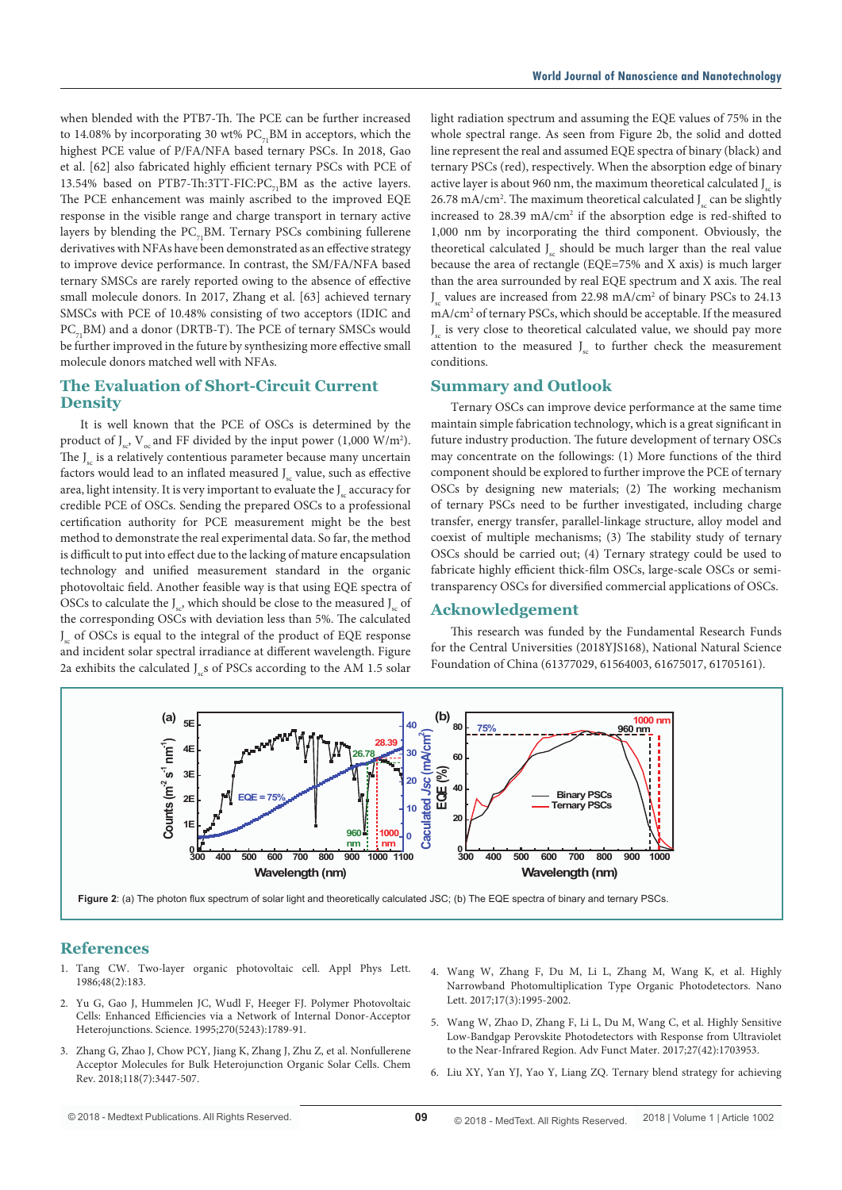when blended with the PTB7-Th. The PCE can be further increased to 14.08% by incorporating 30 wt% $PC_{71}BM$ in acceptors, which the highest PCE value of P/FA/NFA based ternary PSCs. In 2018, Gao et al. [62] also fabricated highly efficient ternary PSCs with PCE of 13.54% based on PTB7-Th:3TT-FIC:$PC_{71}BM$ as the active layers. The PCE enhancement was mainly ascribed to the improved EQE response in the visible range and charge transport in ternary active layers by blending the $PC_{71}BM$. Ternary PSCs combining fullerene derivatives with NFAs have been demonstrated as an effective strategy to improve device performance. In contrast, the SM/FA/NFA based ternary SMSCs are rarely reported owing to the absence of effective small molecule donors. In 2017, Zhang et al. [63] achieved ternary SMSCs with PCE of 10.48% consisting of two acceptors (IDIC and $PC_{71}BM$) and a donor (DRTB-T). The PCE of ternary SMSCs would be further improved in the future by synthesizing more effective small molecule donors matched well with NFAs.

## The Evaluation of Short-Circuit Current Density

It is well known that the PCE of OSCs is determined by the product of $J_{sc}$, $V_{oc}$ and FF divided by the input power (1,000 W/m$^2$). The $J_{sc}$ is a relatively contentious parameter because many uncertain factors would lead to an inflated measured $J_{sc}$ value, such as effective area, light intensity. It is very important to evaluate the $J_{sc}$ accuracy for credible PCE of OSCs. Sending the prepared OSCs to a professional certification authority for PCE measurement might be the best method to demonstrate the real experimental data. So far, the method is difficult to put into effect due to the lacking of mature encapsulation technology and unified measurement standard in the organic photovoltaic field. Another feasible way is that using EQE spectra of OSCs to calculate the $J_{sc}$, which should be close to the measured $J_{sc}$ of the corresponding OSCs with deviation less than 5%. The calculated $J_{sc}$ of OSCs is equal to the integral of the product of EQE response and incident solar spectral irradiance at different wavelength. Figure 2a exhibits the calculated $J_{sc}$s of PSCs according to the AM 1.5 solar light radiation spectrum and assuming the EQE values of 75% in the whole spectral range. As seen from Figure 2b, the solid and dotted line represent the real and assumed EQE spectra of binary (black) and ternary PSCs (red), respectively. When the absorption edge of binary active layer is about 960 nm, the maximum theoretical calculated $J_{sc}$ is 26.78 mA/cm$^2$. The maximum theoretical calculated $J_{sc}$ can be slightly increased to 28.39 mA/cm$^2$ if the absorption edge is red-shifted to 1,000 nm by incorporating the third component. Obviously, the theoretical calculated $J_{sc}$ should be much larger than the real value because the area of rectangle (EQE=75% and X axis) is much larger than the area surrounded by real EQE spectrum and X axis. The real $J_{sc}$ values are increased from 22.98 mA/cm$^2$ of binary PSCs to 24.13 mA/cm$^2$ of ternary PSCs, which should be acceptable. If the measured $J_{sc}$ is very close to theoretical calculated value, we should pay more attention to the measured $J_{sc}$ to further check the measurement conditions.

## Summary and Outlook

Ternary OSCs can improve device performance at the same time maintain simple fabrication technology, which is a great significant in future industry production. The future development of ternary OSCs may concentrate on the followings: (1) More functions of the third component should be explored to further improve the PCE of ternary OSCs by designing new materials; (2) The working mechanism of ternary PSCs need to be further investigated, including charge transfer, energy transfer, parallel-linkage structure, alloy model and coexist of multiple mechanisms; (3) The stability study of ternary OSCs should be carried out; (4) Ternary strategy could be used to fabricate highly efficient thick-film OSCs, large-scale OSCs or semi-transparency OSCs for diversified commercial applications of OSCs.

## Acknowledgement

This research was funded by the Fundamental Research Funds for the Central Universities (2018YJS168), National Natural Science Foundation of China (61377029, 61564003, 61675017, 61705161).

**Figure 2**: (a) The photon flux spectrum of solar light and theoretically calculated JSC; (b) The EQE spectra of binary and ternary PSCs.

## References

1. Tang CW. Two-layer organic photovoltaic cell. Appl Phys Lett. 1986;48(2):183.
2. Yu G, Gao J, Hummelen JC, Wudl F, Heeger FJ. Polymer Photovoltaic Cells: Enhanced Efficiencies via a Network of Internal Donor-Acceptor Heterojunctions. Science. 1995;270(5243):1789-91.
3. Zhang G, Zhao J, Chow PCY, Jiang K, Zhang J, Zhu Z, et al. Nonfullerene Acceptor Molecules for Bulk Heterojunction Organic Solar Cells. Chem Rev. 2018;118(7):3447-507.
4. Wang W, Zhang F, Du M, Li L, Zhang M, Wang K, et al. Highly Narrowband Photomultiplication Type Organic Photodetectors. Nano Lett. 2017;17(3):1995-2002.
5. Wang W, Zhao D, Zhang F, Li L, Du M, Wang C, et al. Highly Sensitive Low-Bandgap Perovskite Photodetectors with Response from Ultraviolet to the Near-Infrared Region. Adv Funct Mater. 2017;27(42):1703953.
6. Liu XY, Yan YJ, Yao Y, Liang ZQ. Ternary blend strategy for achieving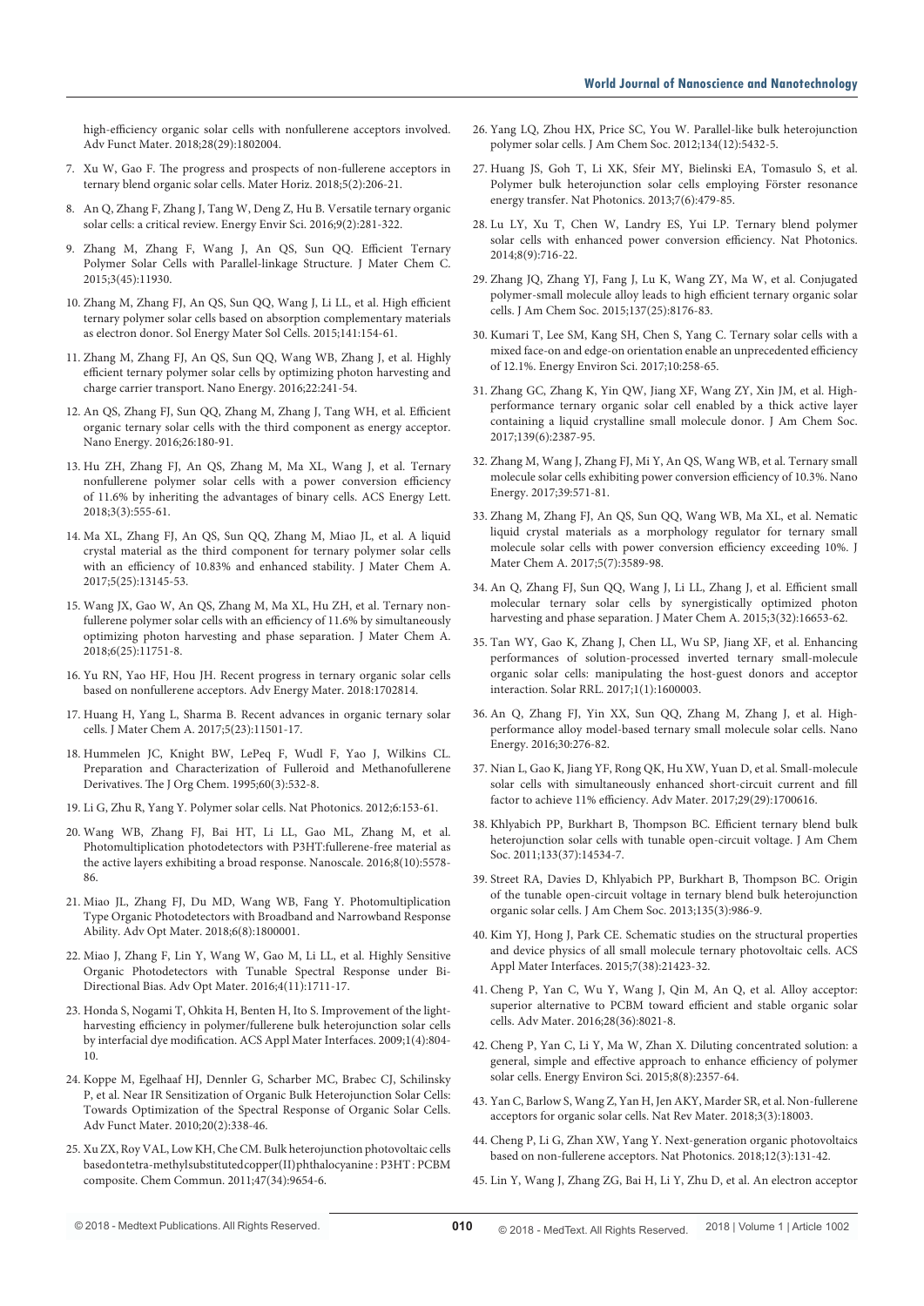high-efficiency organic solar cells with nonfullerene acceptors involved. Adv Funct Mater. 2018;28(29):1802004.

7. Xu W, Gao F. The progress and prospects of non-fullerene acceptors in ternary blend organic solar cells. Mater Horiz. 2018;5(2):206-21.

8. An Q, Zhang F, Zhang J, Tang W, Deng Z, Hu B. Versatile ternary organic solar cells: a critical review. Energy Envir Sci. 2016;9(2):281-322.

9. Zhang M, Zhang F, Wang J, An QS, Sun QQ. Efficient Ternary Polymer Solar Cells with Parallel-linkage Structure. J Mater Chem C. 2015;3(45):11930.

10. Zhang M, Zhang FJ, An QS, Sun QQ, Wang J, Li LL, et al. High efficient ternary polymer solar cells based on absorption complementary materials as electron donor. Sol Energy Mater Sol Cells. 2015;141:154-61.

11. Zhang M, Zhang FJ, An QS, Sun QQ, Wang WB, Zhang J, et al. Highly efficient ternary polymer solar cells by optimizing photon harvesting and charge carrier transport. Nano Energy. 2016;22:241-54.

12. An QS, Zhang FJ, Sun QQ, Zhang M, Zhang J, Tang WH, et al. Efficient organic ternary solar cells with the third component as energy acceptor. Nano Energy. 2016;26:180-91.

13. Hu ZH, Zhang FJ, An QS, Zhang M, Ma XL, Wang J, et al. Ternary nonfullerene polymer solar cells with a power conversion efficiency of 11.6% by inheriting the advantages of binary cells. ACS Energy Lett. 2018;3(3):555-61.

14. Ma XL, Zhang FJ, An QS, Sun QQ, Zhang M, Miao JL, et al. A liquid crystal material as the third component for ternary polymer solar cells with an efficiency of 10.83% and enhanced stability. J Mater Chem A. 2017;5(25):13145-53.

15. Wang JX, Gao W, An QS, Zhang M, Ma XL, Hu ZH, et al. Ternary non-fullerene polymer solar cells with an efficiency of 11.6% by simultaneously optimizing photon harvesting and phase separation. J Mater Chem A. 2018;6(25):11751-8.

16. Yu RN, Yao HF, Hou JH. Recent progress in ternary organic solar cells based on nonfullerene acceptors. Adv Energy Mater. 2018:1702814.

17. Huang H, Yang L, Sharma B. Recent advances in organic ternary solar cells. J Mater Chem A. 2017;5(23):11501-17.

18. Hummelen JC, Knight BW, LePeq F, Wudl F, Yao J, Wilkins CL. Preparation and Characterization of Fulleroid and Methanofullerene Derivatives. The J Org Chem. 1995;60(3):532-8.

19. Li G, Zhu R, Yang Y. Polymer solar cells. Nat Photonics. 2012;6:153-61.

20. Wang WB, Zhang FJ, Bai HT, Li LL, Gao ML, Zhang M, et al. Photomultiplication photodetectors with P3HT:fullerene-free material as the active layers exhibiting a broad response. Nanoscale. 2016;8(10):5578-86.

21. Miao JL, Zhang FJ, Du MD, Wang WB, Fang Y. Photomultiplication Type Organic Photodetectors with Broadband and Narrowband Response Ability. Adv Opt Mater. 2018;6(8):1800001.

22. Miao J, Zhang F, Lin Y, Wang W, Gao M, Li LL, et al. Highly Sensitive Organic Photodetectors with Tunable Spectral Response under Bi-Directional Bias. Adv Opt Mater. 2016;4(11):1711-17.

23. Honda S, Nogami T, Ohkita H, Benten H, Ito S. Improvement of the light-harvesting efficiency in polymer/fullerene bulk heterojunction solar cells by interfacial dye modification. ACS Appl Mater Interfaces. 2009;1(4):804-10.

24. Koppe M, Egelhaaf HJ, Dennler G, Scharber MC, Brabec CJ, Schilinsky P, et al. Near IR Sensitization of Organic Bulk Heterojunction Solar Cells: Towards Optimization of the Spectral Response of Organic Solar Cells. Adv Funct Mater. 2010;20(2):338-46.

25. Xu ZX, Roy VAL, Low KH, Che CM. Bulk heterojunction photovoltaic cells based on tetra-methyl substituted copper(II) phthalocyanine : P3HT : PCBM composite. Chem Commun. 2011;47(34):9654-6.

26. Yang LQ, Zhou HX, Price SC, You W. Parallel-like bulk heterojunction polymer solar cells. J Am Chem Soc. 2012;134(12):5432-5.

27. Huang JS, Goh T, Li XK, Sfeir MY, Bielinski EA, Tomasulo S, et al. Polymer bulk heterojunction solar cells employing Förster resonance energy transfer. Nat Photonics. 2013;7(6):479-85.

28. Lu LY, Xu T, Chen W, Landry ES, Yui LP. Ternary blend polymer solar cells with enhanced power conversion efficiency. Nat Photonics. 2014;8(9):716-22.

29. Zhang JQ, Zhang YJ, Fang J, Lu K, Wang ZY, Ma W, et al. Conjugated polymer-small molecule alloy leads to high efficient ternary organic solar cells. J Am Chem Soc. 2015;137(25):8176-83.

30. Kumari T, Lee SM, Kang SH, Chen S, Yang C. Ternary solar cells with a mixed face-on and edge-on orientation enable an unprecedented efficiency of 12.1%. Energy Environ Sci. 2017;10:258-65.

31. Zhang GC, Zhang K, Yin QW, Jiang XF, Wang ZY, Xin JM, et al. High-performance ternary organic solar cell enabled by a thick active layer containing a liquid crystalline small molecule donor. J Am Chem Soc. 2017;139(6):2387-95.

32. Zhang M, Wang J, Zhang FJ, Mi Y, An QS, Wang WB, et al. Ternary small molecule solar cells exhibiting power conversion efficiency of 10.3%. Nano Energy. 2017;39:571-81.

33. Zhang M, Zhang FJ, An QS, Sun QQ, Wang WB, Ma XL, et al. Nematic liquid crystal materials as a morphology regulator for ternary small molecule solar cells with power conversion efficiency exceeding 10%. J Mater Chem A. 2017;5(7):3589-98.

34. An Q, Zhang FJ, Sun QQ, Wang J, Li LL, Zhang J, et al. Efficient small molecular ternary solar cells by synergistically optimized photon harvesting and phase separation. J Mater Chem A. 2015;3(32):16653-62.

35. Tan WY, Gao K, Zhang J, Chen LL, Wu SP, Jiang XF, et al. Enhancing performances of solution-processed inverted ternary small-molecule organic solar cells: manipulating the host-guest donors and acceptor interaction. Solar RRL. 2017;1(1):1600003.

36. An Q, Zhang FJ, Yin XX, Sun QQ, Zhang M, Zhang J, et al. High-performance alloy model-based ternary small molecule solar cells. Nano Energy. 2016;30:276-82.

37. Nian L, Gao K, Jiang YF, Rong QK, Hu XW, Yuan D, et al. Small-molecule solar cells with simultaneously enhanced short-circuit current and fill factor to achieve 11% efficiency. Adv Mater. 2017;29(29):1700616.

38. Khlyabich PP, Burkhart B, Thompson BC. Efficient ternary blend bulk heterojunction solar cells with tunable open-circuit voltage. J Am Chem Soc. 2011;133(37):14534-7.

39. Street RA, Davies D, Khlyabich PP, Burkhart B, Thompson BC. Origin of the tunable open-circuit voltage in ternary blend bulk heterojunction organic solar cells. J Am Chem Soc. 2013;135(3):986-9.

40. Kim YJ, Hong J, Park CE. Schematic studies on the structural properties and device physics of all small molecule ternary photovoltaic cells. ACS Appl Mater Interfaces. 2015;7(38):21423-32.

41. Cheng P, Yan C, Wu Y, Wang J, Qin M, An Q, et al. Alloy acceptor: superior alternative to PCBM toward efficient and stable organic solar cells. Adv Mater. 2016;28(36):8021-8.

42. Cheng P, Yan C, Li Y, Ma W, Zhan X. Diluting concentrated solution: a general, simple and effective approach to enhance efficiency of polymer solar cells. Energy Environ Sci. 2015;8(8):2357-64.

43. Yan C, Barlow S, Wang Z, Yan H, Jen AKY, Marder SR, et al. Non-fullerene acceptors for organic solar cells. Nat Rev Mater. 2018;3(3):18003.

44. Cheng P, Li G, Zhan XW, Yang Y. Next-generation organic photovoltaics based on non-fullerene acceptors. Nat Photonics. 2018;12(3):131-42.

45. Lin Y, Wang J, Zhang ZG, Bai H, Li Y, Zhu D, et al. An electron acceptor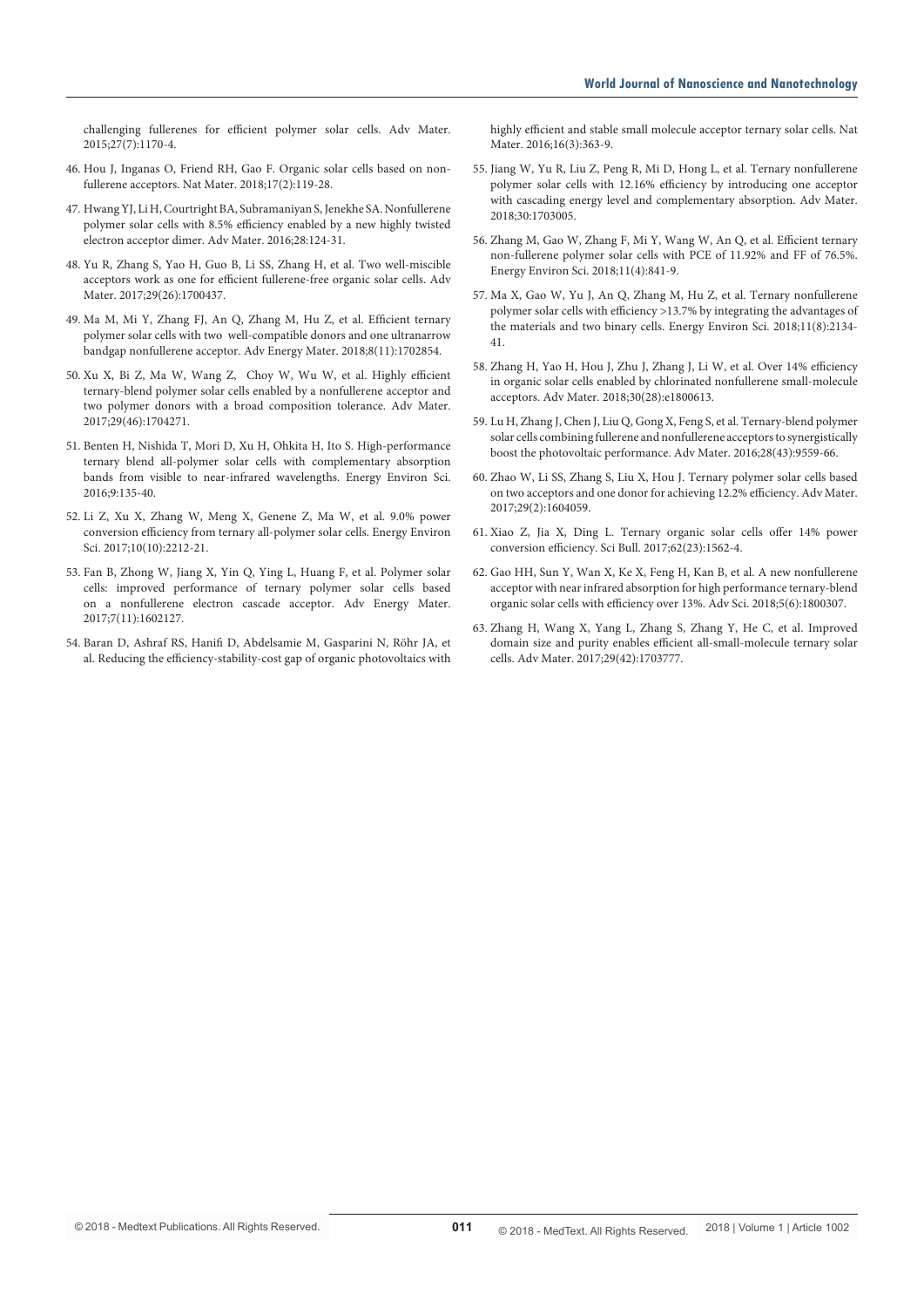challenging fullerenes for efficient polymer solar cells. Adv Mater. 2015;27(7):1170-4.

46. Hou J, Inganas O, Friend RH, Gao F. Organic solar cells based on non-fullerene acceptors. Nat Mater. 2018;17(2):119-28.

47. Hwang YJ, Li H, Courtright BA, Subramaniyan S, Jenekhe SA. Nonfullerene polymer solar cells with 8.5% efficiency enabled by a new highly twisted electron acceptor dimer. Adv Mater. 2016;28:124-31.

48. Yu R, Zhang S, Yao H, Guo B, Li SS, Zhang H, et al. Two well-miscible acceptors work as one for efficient fullerene-free organic solar cells. Adv Mater. 2017;29(26):1700437.

49. Ma M, Mi Y, Zhang FJ, An Q, Zhang M, Hu Z, et al. Efficient ternary polymer solar cells with two well-compatible donors and one ultranarrow bandgap nonfullerene acceptor. Adv Energy Mater. 2018;8(11):1702854.

50. Xu X, Bi Z, Ma W, Wang Z, Choy W, Wu W, et al. Highly efficient ternary-blend polymer solar cells enabled by a nonfullerene acceptor and two polymer donors with a broad composition tolerance. Adv Mater. 2017;29(46):1704271.

51. Benten H, Nishida T, Mori D, Xu H, Ohkita H, Ito S. High-performance ternary blend all-polymer solar cells with complementary absorption bands from visible to near-infrared wavelengths. Energy Environ Sci. 2016;9:135-40.

52. Li Z, Xu X, Zhang W, Meng X, Genene Z, Ma W, et al. 9.0% power conversion efficiency from ternary all-polymer solar cells. Energy Environ Sci. 2017;10(10):2212-21.

53. Fan B, Zhong W, Jiang X, Yin Q, Ying L, Huang F, et al. Polymer solar cells: improved performance of ternary polymer solar cells based on a nonfullerene electron cascade acceptor. Adv Energy Mater. 2017;7(11):1602127.

54. Baran D, Ashraf RS, Hanifi D, Abdelsamie M, Gasparini N, Röhr JA, et al. Reducing the efficiency-stability-cost gap of organic photovoltaics with highly efficient and stable small molecule acceptor ternary solar cells. Nat Mater. 2016;16(3):363-9.

55. Jiang W, Yu R, Liu Z, Peng R, Mi D, Hong L, et al. Ternary nonfullerene polymer solar cells with 12.16% efficiency by introducing one acceptor with cascading energy level and complementary absorption. Adv Mater. 2018;30:1703005.

56. Zhang M, Gao W, Zhang F, Mi Y, Wang W, An Q, et al. Efficient ternary non-fullerene polymer solar cells with PCE of 11.92% and FF of 76.5%. Energy Environ Sci. 2018;11(4):841-9.

57. Ma X, Gao W, Yu J, An Q, Zhang M, Hu Z, et al. Ternary nonfullerene polymer solar cells with efficiency >13.7% by integrating the advantages of the materials and two binary cells. Energy Environ Sci. 2018;11(8):2134-41.

58. Zhang H, Yao H, Hou J, Zhu J, Zhang J, Li W, et al. Over 14% efficiency in organic solar cells enabled by chlorinated nonfullerene small-molecule acceptors. Adv Mater. 2018;30(28):e1800613.

59. Lu H, Zhang J, Chen J, Liu Q, Gong X, Feng S, et al. Ternary-blend polymer solar cells combining fullerene and nonfullerene acceptors to synergistically boost the photovoltaic performance. Adv Mater. 2016;28(43):9559-66.

60. Zhao W, Li SS, Zhang S, Liu X, Hou J. Ternary polymer solar cells based on two acceptors and one donor for achieving 12.2% efficiency. Adv Mater. 2017;29(2):1604059.

61. Xiao Z, Jia X, Ding L. Ternary organic solar cells offer 14% power conversion efficiency. Sci Bull. 2017;62(23):1562-4.

62. Gao HH, Sun Y, Wan X, Ke X, Feng H, Kan B, et al. A new nonfullerene acceptor with near infrared absorption for high performance ternary-blend organic solar cells with efficiency over 13%. Adv Sci. 2018;5(6):1800307.

63. Zhang H, Wang X, Yang L, Zhang S, Zhang Y, He C, et al. Improved domain size and purity enables efficient all-small-molecule ternary solar cells. Adv Mater. 2017;29(42):1703777.